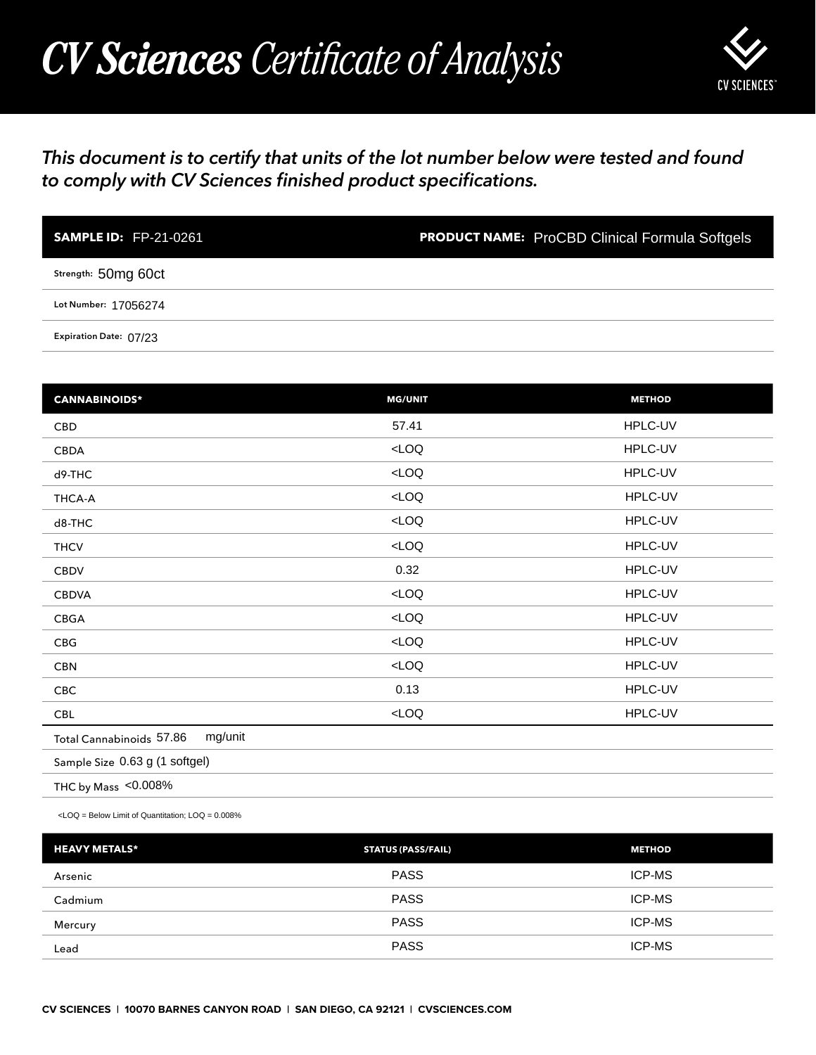# CV Sciences Certificate of Analysis

*This document is to certify that units of the lot number below were tested and found to comply with CV Sciences finished product specifications.*

**SAMPLE ID:** FP-21-0261 **PRODUCT NAME:** ProCBD Clinical Formula Softgels

**Strength:** 50mg 60ct

**Lot Number:** 17056274

**Expiration Date:** 07/23

| CANNABINOIDS* | MG/UNIT | METHOD |
|---|---|---|
| CBD | 57.41 | HPLC-UV |
| CBDA | <LOQ | HPLC-UV |
| d9-THC | <LOQ | HPLC-UV |
| THCA-A | <LOQ | HPLC-UV |
| d8-THC | <LOQ | HPLC-UV |
| THCV | <LOQ | HPLC-UV |
| CBDV | 0.32 | HPLC-UV |
| CBDVA | <LOQ | HPLC-UV |
| CBGA | <LOQ | HPLC-UV |
| CBG | <LOQ | HPLC-UV |
| CBN | <LOQ | HPLC-UV |
| CBC | 0.13 | HPLC-UV |
| CBL | <LOQ | HPLC-UV |

Total Cannabinoids 57.86 mg/unit

Sample Size 0.63 g (1 softgel)

THC by Mass <0.008%

<LOQ = Below Limit of Quantitation; LOQ = 0.008%

| HEAVY METALS* | STATUS (PASS/FAIL) | METHOD |
|---|---|---|
| Arsenic | PASS | ICP-MS |
| Cadmium | PASS | ICP-MS |
| Mercury | PASS | ICP-MS |
| Lead | PASS | ICP-MS |

**CV SCIENCES | 10070 BARNES CANYON ROAD | SAN DIEGO, CA 92121 | CVSCIENCES.COM**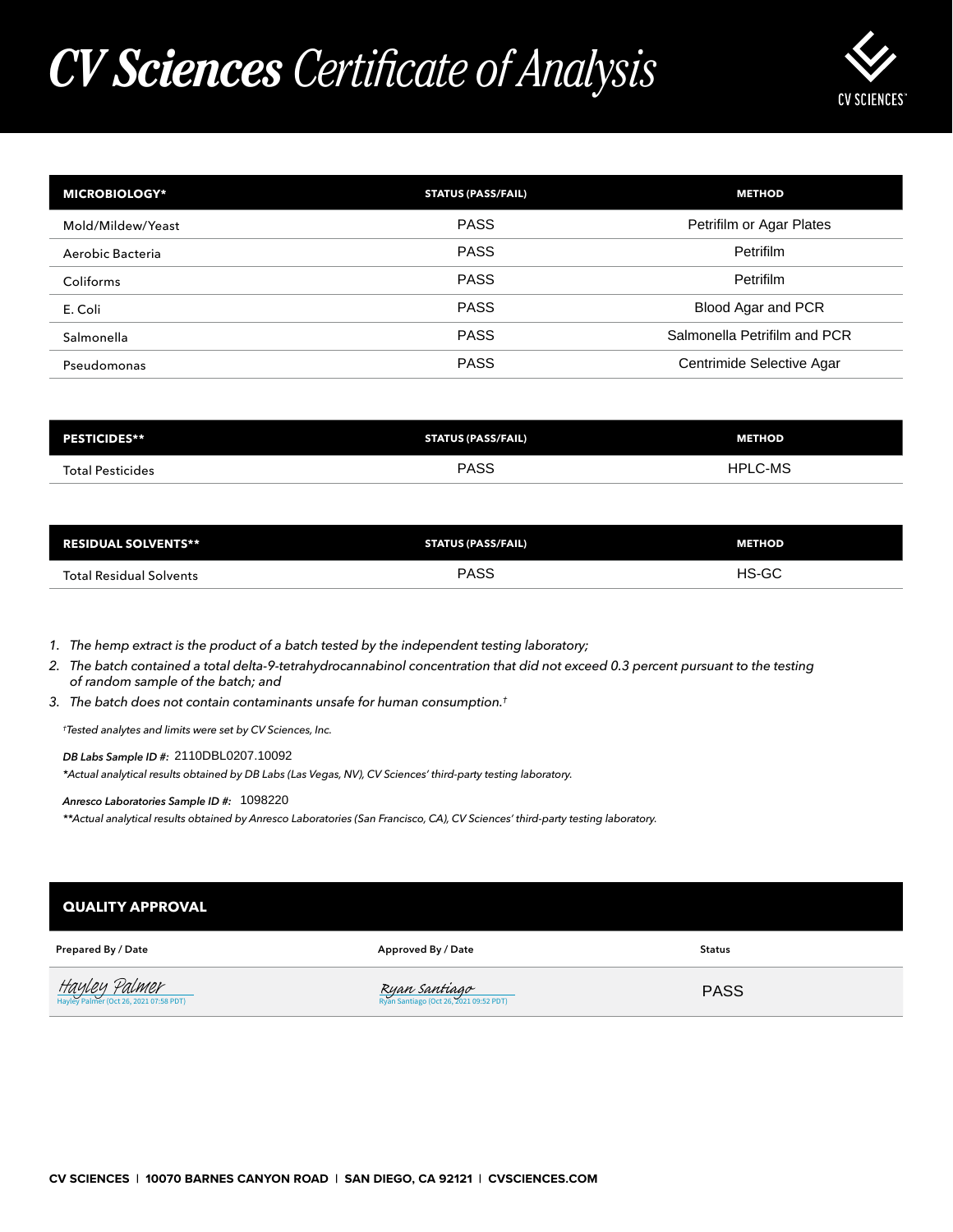# CV Sciences Certificate of Analysis

| MICROBIOLOGY* | STATUS (PASS/FAIL) | METHOD |
|---|---|---|
| Mold/Mildew/Yeast | PASS | Petrifilm or Agar Plates |
| Aerobic Bacteria | PASS | Petrifilm |
| Coliforms | PASS | Petrifilm |
| E. Coli | PASS | Blood Agar and PCR |
| Salmonella | PASS | Salmonella Petrifilm and PCR |
| Pseudomonas | PASS | Centrimide Selective Agar |

| PESTICIDES** | STATUS (PASS/FAIL) | METHOD |
|---|---|---|
| Total Pesticides | PASS | HPLC-MS |

| RESIDUAL SOLVENTS** | STATUS (PASS/FAIL) | METHOD |
|---|---|---|
| Total Residual Solvents | PASS | HS-GC |

1. *The hemp extract is the product of a batch tested by the independent testing laboratory;*
2. *The batch contained a total delta-9-tetrahydrocannabinol concentration that did not exceed 0.3 percent pursuant to the testing of random sample of the batch; and*
3. *The batch does not contain contaminants unsafe for human consumption.†*

*†Tested analytes and limits were set by CV Sciences, Inc.*

***DB Labs Sample ID #:*** 2110DBL0207.10092

*\*Actual analytical results obtained by DB Labs (Las Vegas, NV), CV Sciences' third-party testing laboratory.*

***Anresco Laboratories Sample ID #:*** 1098220

*\*\*Actual analytical results obtained by Anresco Laboratories (San Francisco, CA), CV Sciences' third-party testing laboratory.*

## QUALITY APPROVAL

| Prepared By / Date | Approved By / Date | Status |
|---|---|---|
| Hayley Palmer<br>Hayley Palmer (Oct 26, 2021 07:58 PDT) | Ryan Santiago<br>Ryan Santiago (Oct 26, 2021 09:52 PDT) | PASS |